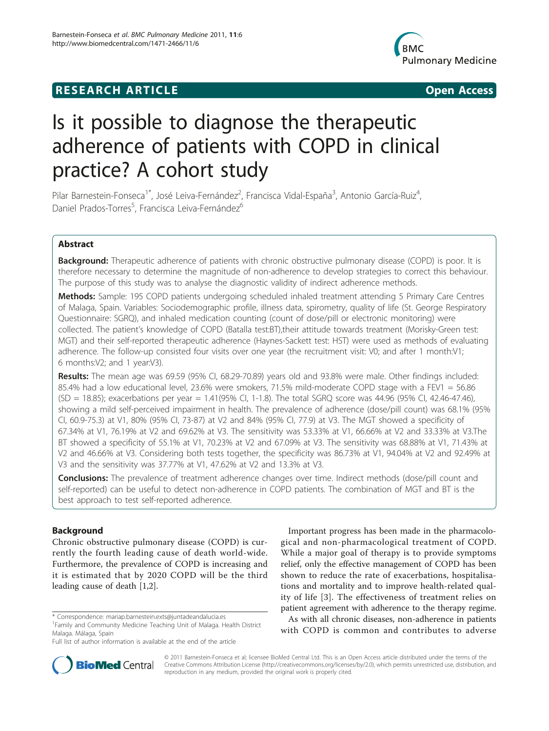**RESEARCH ARTICLE** **Open Access**

# Is it possible to diagnose the therapeutic adherence of patients with COPD in clinical practice? A cohort study

Pilar Barnestein-Fonseca[1*], José Leiva-Fernández[2], Francisca Vidal-España[3], Antonio García-Ruiz[4], Daniel Prados-Torres[5], Francisca Leiva-Fernández[6]

## Abstract

**Background:** Therapeutic adherence of patients with chronic obstructive pulmonary disease (COPD) is poor. It is therefore necessary to determine the magnitude of non-adherence to develop strategies to correct this behaviour. The purpose of this study was to analyse the diagnostic validity of indirect adherence methods.

**Methods:** Sample: 195 COPD patients undergoing scheduled inhaled treatment attending 5 Primary Care Centres of Malaga, Spain. Variables: Sociodemographic profile, illness data, spirometry, quality of life (St. George Respiratory Questionnaire: SGRQ), and inhaled medication counting (count of dose/pill or electronic monitoring) were collected. The patient's knowledge of COPD (Batalla test:BT),their attitude towards treatment (Morisky-Green test: MGT) and their self-reported therapeutic adherence (Haynes-Sackett test: HST) were used as methods of evaluating adherence. The follow-up consisted four visits over one year (the recruitment visit: V0; and after 1 month:V1; 6 months:V2; and 1 year:V3).

**Results:** The mean age was 69.59 (95% CI, 68.29-70.89) years old and 93.8% were male. Other findings included: 85.4% had a low educational level, 23.6% were smokers, 71.5% mild-moderate COPD stage with a FEV1 = 56.86 (SD = 18.85); exacerbations per year = 1.41(95% CI, 1-1.8). The total SGRQ score was 44.96 (95% CI, 42.46-47.46), showing a mild self-perceived impairment in health. The prevalence of adherence (dose/pill count) was 68.1% (95% CI, 60.9-75.3) at V1, 80% (95% CI, 73-87) at V2 and 84% (95% CI, 77.9) at V3. The MGT showed a specificity of 67.34% at V1, 76.19% at V2 and 69.62% at V3. The sensitivity was 53.33% at V1, 66.66% at V2 and 33.33% at V3.The BT showed a specificity of 55.1% at V1, 70.23% at V2 and 67.09% at V3. The sensitivity was 68.88% at V1, 71.43% at V2 and 46.66% at V3. Considering both tests together, the specificity was 86.73% at V1, 94.04% at V2 and 92.49% at V3 and the sensitivity was 37.77% at V1, 47.62% at V2 and 13.3% at V3.

**Conclusions:** The prevalence of treatment adherence changes over time. Indirect methods (dose/pill count and self-reported) can be useful to detect non-adherence in COPD patients. The combination of MGT and BT is the best approach to test self-reported adherence.

## Background

Chronic obstructive pulmonary disease (COPD) is currently the fourth leading cause of death world-wide. Furthermore, the prevalence of COPD is increasing and it is estimated that by 2020 COPD will be the third leading cause of death [1,2].

Important progress has been made in the pharmacological and non-pharmacological treatment of COPD. While a major goal of therapy is to provide symptoms relief, only the effective management of COPD has been shown to reduce the rate of exacerbations, hospitalisations and mortality and to improve health-related quality of life [3]. The effectiveness of treatment relies on patient agreement with adherence to the therapy regime.

As with all chronic diseases, non-adherence in patients with COPD is common and contributes to adverse

\* Correspondence: mariap.barnestein.exts@juntadeandalucia.es
[1]Family and Community Medicine Teaching Unit of Malaga. Health District Malaga. Málaga, Spain
Full list of author information is available at the end of the article

© 2011 Barnestein-Fonseca et al; licensee BioMed Central Ltd. This is an Open Access article distributed under the terms of the Creative Commons Attribution License (http://creativecommons.org/licenses/by/2.0), which permits unrestricted use, distribution, and reproduction in any medium, provided the original work is properly cited.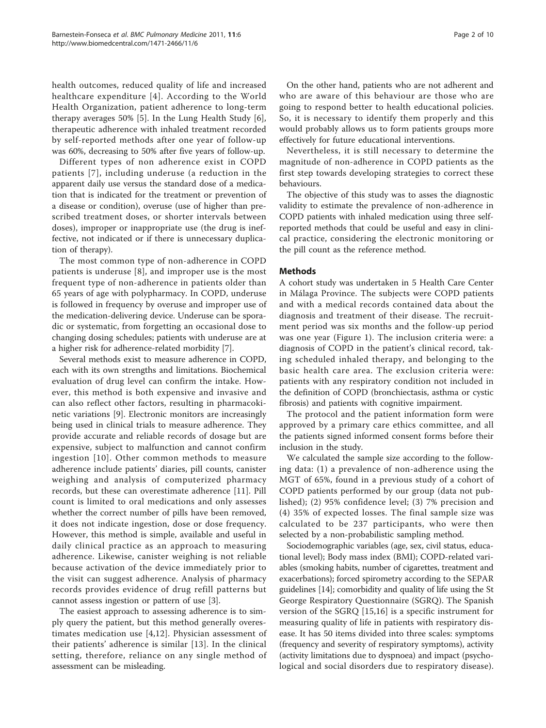health outcomes, reduced quality of life and increased healthcare expenditure [4]. According to the World Health Organization, patient adherence to long-term therapy averages 50% [5]. In the Lung Health Study [6], therapeutic adherence with inhaled treatment recorded by self-reported methods after one year of follow-up was 60%, decreasing to 50% after five years of follow-up.

Different types of non adherence exist in COPD patients [7], including underuse (a reduction in the apparent daily use versus the standard dose of a medication that is indicated for the treatment or prevention of a disease or condition), overuse (use of higher than prescribed treatment doses, or shorter intervals between doses), improper or inappropriate use (the drug is ineffective, not indicated or if there is unnecessary duplication of therapy).

The most common type of non-adherence in COPD patients is underuse [8], and improper use is the most frequent type of non-adherence in patients older than 65 years of age with polypharmacy. In COPD, underuse is followed in frequency by overuse and improper use of the medication-delivering device. Underuse can be sporadic or systematic, from forgetting an occasional dose to changing dosing schedules; patients with underuse are at a higher risk for adherence-related morbidity [7].

Several methods exist to measure adherence in COPD, each with its own strengths and limitations. Biochemical evaluation of drug level can confirm the intake. However, this method is both expensive and invasive and can also reflect other factors, resulting in pharmacokinetic variations [9]. Electronic monitors are increasingly being used in clinical trials to measure adherence. They provide accurate and reliable records of dosage but are expensive, subject to malfunction and cannot confirm ingestion [10]. Other common methods to measure adherence include patients' diaries, pill counts, canister weighing and analysis of computerized pharmacy records, but these can overestimate adherence [11]. Pill count is limited to oral medications and only assesses whether the correct number of pills have been removed, it does not indicate ingestion, dose or dose frequency. However, this method is simple, available and useful in daily clinical practice as an approach to measuring adherence. Likewise, canister weighing is not reliable because activation of the device immediately prior to the visit can suggest adherence. Analysis of pharmacy records provides evidence of drug refill patterns but cannot assess ingestion or pattern of use [3].

The easiest approach to assessing adherence is to simply query the patient, but this method generally overestimates medication use [4,12]. Physician assessment of their patients' adherence is similar [13]. In the clinical setting, therefore, reliance on any single method of assessment can be misleading.

On the other hand, patients who are not adherent and who are aware of this behaviour are those who are going to respond better to health educational policies. So, it is necessary to identify them properly and this would probably allows us to form patients groups more effectively for future educational interventions.

Nevertheless, it is still necessary to determine the magnitude of non-adherence in COPD patients as the first step towards developing strategies to correct these behaviours.

The objective of this study was to asses the diagnostic validity to estimate the prevalence of non-adherence in COPD patients with inhaled medication using three self-reported methods that could be useful and easy in clinical practice, considering the electronic monitoring or the pill count as the reference method.

## Methods

A cohort study was undertaken in 5 Health Care Center in Málaga Province. The subjects were COPD patients and with a medical records contained data about the diagnosis and treatment of their disease. The recruitment period was six months and the follow-up period was one year (Figure 1). The inclusion criteria were: a diagnosis of COPD in the patient's clinical record, taking scheduled inhaled therapy, and belonging to the basic health care area. The exclusion criteria were: patients with any respiratory condition not included in the definition of COPD (bronchiectasis, asthma or cystic fibrosis) and patients with cognitive impairment.

The protocol and the patient information form were approved by a primary care ethics committee, and all the patients signed informed consent forms before their inclusion in the study.

We calculated the sample size according to the following data: (1) a prevalence of non-adherence using the MGT of 65%, found in a previous study of a cohort of COPD patients performed by our group (data not published); (2) 95% confidence level; (3) 7% precision and (4) 35% of expected losses. The final sample size was calculated to be 237 participants, who were then selected by a non-probabilistic sampling method.

Sociodemographic variables (age, sex, civil status, educational level); Body mass index (BMI); COPD-related variables (smoking habits, number of cigarettes, treatment and exacerbations); forced spirometry according to the SEPAR guidelines [14]; comorbidity and quality of life using the St George Respiratory Questionnaire (SGRQ). The Spanish version of the SGRQ [15,16] is a specific instrument for measuring quality of life in patients with respiratory disease. It has 50 items divided into three scales: symptoms (frequency and severity of respiratory symptoms), activity (activity limitations due to dyspnoea) and impact (psychological and social disorders due to respiratory disease).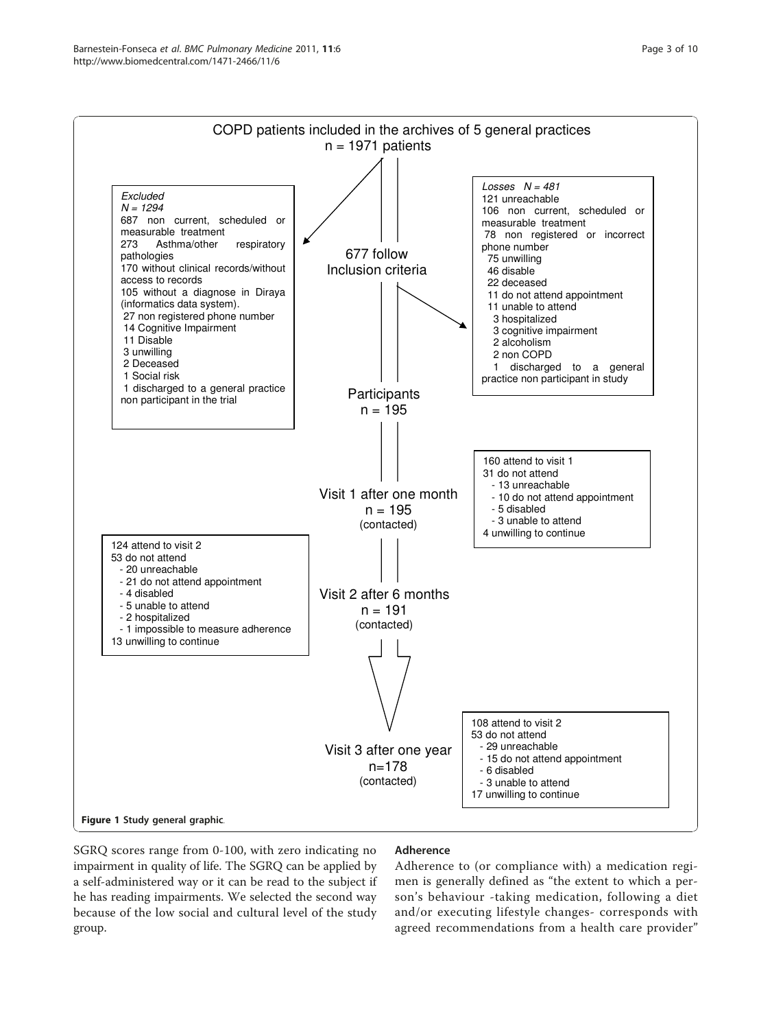COPD patients included in the archives of 5 general practices
n = 1971 patients

*Excluded*
*N = 1294*
687 non current, scheduled or measurable treatment
273 Asthma/other respiratory pathologies
170 without clinical records/without access to records
105 without a diagnose in Diraya (informatics data system).
27 non registered phone number
14 Cognitive Impairment
11 Disable
3 unwilling
2 Deceased
1 Social risk
1 discharged to a general practice non participant in the trial

677 follow
Inclusion criteria

*Losses N = 481*
121 unreachable
106 non current, scheduled or measurable treatment
78 non registered or incorrect phone number
75 unwilling
46 disable
22 deceased
11 do not attend appointment
11 unable to attend
3 hospitalized
3 cognitive impairment
2 alcoholism
2 non COPD
1 discharged to a general practice non participant in study

Participants
n = 195

Visit 1 after one month
n = 195
(contacted)

160 attend to visit 1
31 do not attend
- 13 unreachable
- 10 do not attend appointment
- 5 disabled
- 3 unable to attend
4 unwilling to continue

Visit 2 after 6 months
n = 191
(contacted)

124 attend to visit 2
53 do not attend
- 20 unreachable
- 21 do not attend appointment
- 4 disabled
- 5 unable to attend
- 2 hospitalized
- 1 impossible to measure adherence
13 unwilling to continue

Visit 3 after one year
n=178
(contacted)

108 attend to visit 2
53 do not attend
- 29 unreachable
- 15 do not attend appointment
- 6 disabled
- 3 unable to attend
17 unwilling to continue

**Figure 1 Study general graphic.**

SGRQ scores range from 0-100, with zero indicating no impairment in quality of life. The SGRQ can be applied by a self-administered way or it can be read to the subject if he has reading impairments. We selected the second way because of the low social and cultural level of the study group.

### Adherence

Adherence to (or compliance with) a medication regimen is generally defined as "the extent to which a person's behaviour -taking medication, following a diet and/or executing lifestyle changes- corresponds with agreed recommendations from a health care provider"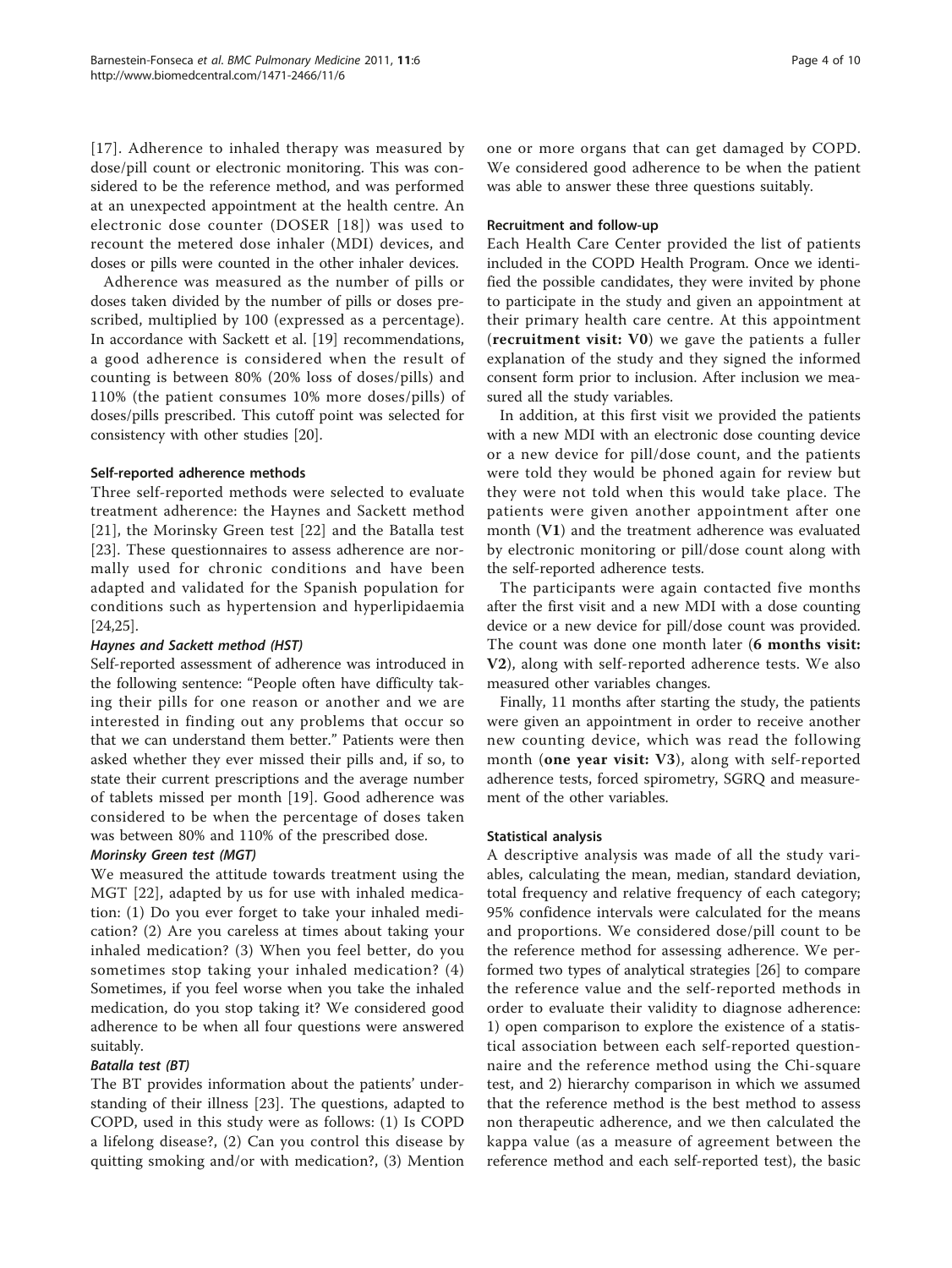[17]. Adherence to inhaled therapy was measured by dose/pill count or electronic monitoring. This was considered to be the reference method, and was performed at an unexpected appointment at the health centre. An electronic dose counter (DOSER [18]) was used to recount the metered dose inhaler (MDI) devices, and doses or pills were counted in the other inhaler devices.

Adherence was measured as the number of pills or doses taken divided by the number of pills or doses prescribed, multiplied by 100 (expressed as a percentage). In accordance with Sackett et al. [19] recommendations, a good adherence is considered when the result of counting is between 80% (20% loss of doses/pills) and 110% (the patient consumes 10% more doses/pills) of doses/pills prescribed. This cutoff point was selected for consistency with other studies [20].

#### Self-reported adherence methods

Three self-reported methods were selected to evaluate treatment adherence: the Haynes and Sackett method [21], the Morinsky Green test [22] and the Batalla test [23]. These questionnaires to assess adherence are normally used for chronic conditions and have been adapted and validated for the Spanish population for conditions such as hypertension and hyperlipidaemia [24,25].

##### *Haynes and Sackett method (HST)*

Self-reported assessment of adherence was introduced in the following sentence: "People often have difficulty taking their pills for one reason or another and we are interested in finding out any problems that occur so that we can understand them better." Patients were then asked whether they ever missed their pills and, if so, to state their current prescriptions and the average number of tablets missed per month [19]. Good adherence was considered to be when the percentage of doses taken was between 80% and 110% of the prescribed dose.

##### *Morinsky Green test (MGT)*

We measured the attitude towards treatment using the MGT [22], adapted by us for use with inhaled medication: (1) Do you ever forget to take your inhaled medication? (2) Are you careless at times about taking your inhaled medication? (3) When you feel better, do you sometimes stop taking your inhaled medication? (4) Sometimes, if you feel worse when you take the inhaled medication, do you stop taking it? We considered good adherence to be when all four questions were answered suitably.

##### *Batalla test (BT)*

The BT provides information about the patients' understanding of their illness [23]. The questions, adapted to COPD, used in this study were as follows: (1) Is COPD a lifelong disease?, (2) Can you control this disease by quitting smoking and/or with medication?, (3) Mention one or more organs that can get damaged by COPD. We considered good adherence to be when the patient was able to answer these three questions suitably.

#### Recruitment and follow-up

Each Health Care Center provided the list of patients included in the COPD Health Program. Once we identified the possible candidates, they were invited by phone to participate in the study and given an appointment at their primary health care centre. At this appointment (**recruitment visit: V0**) we gave the patients a fuller explanation of the study and they signed the informed consent form prior to inclusion. After inclusion we measured all the study variables.

In addition, at this first visit we provided the patients with a new MDI with an electronic dose counting device or a new device for pill/dose count, and the patients were told they would be phoned again for review but they were not told when this would take place. The patients were given another appointment after one month (**V1**) and the treatment adherence was evaluated by electronic monitoring or pill/dose count along with the self-reported adherence tests.

The participants were again contacted five months after the first visit and a new MDI with a dose counting device or a new device for pill/dose count was provided. The count was done one month later (**6 months visit: V2**), along with self-reported adherence tests. We also measured other variables changes.

Finally, 11 months after starting the study, the patients were given an appointment in order to receive another new counting device, which was read the following month (**one year visit: V3**), along with self-reported adherence tests, forced spirometry, SGRQ and measurement of the other variables.

#### Statistical analysis

A descriptive analysis was made of all the study variables, calculating the mean, median, standard deviation, total frequency and relative frequency of each category; 95% confidence intervals were calculated for the means and proportions. We considered dose/pill count to be the reference method for assessing adherence. We performed two types of analytical strategies [26] to compare the reference value and the self-reported methods in order to evaluate their validity to diagnose adherence: 1) open comparison to explore the existence of a statistical association between each self-reported questionnaire and the reference method using the Chi-square test, and 2) hierarchy comparison in which we assumed that the reference method is the best method to assess non therapeutic adherence, and we then calculated the kappa value (as a measure of agreement between the reference method and each self-reported test), the basic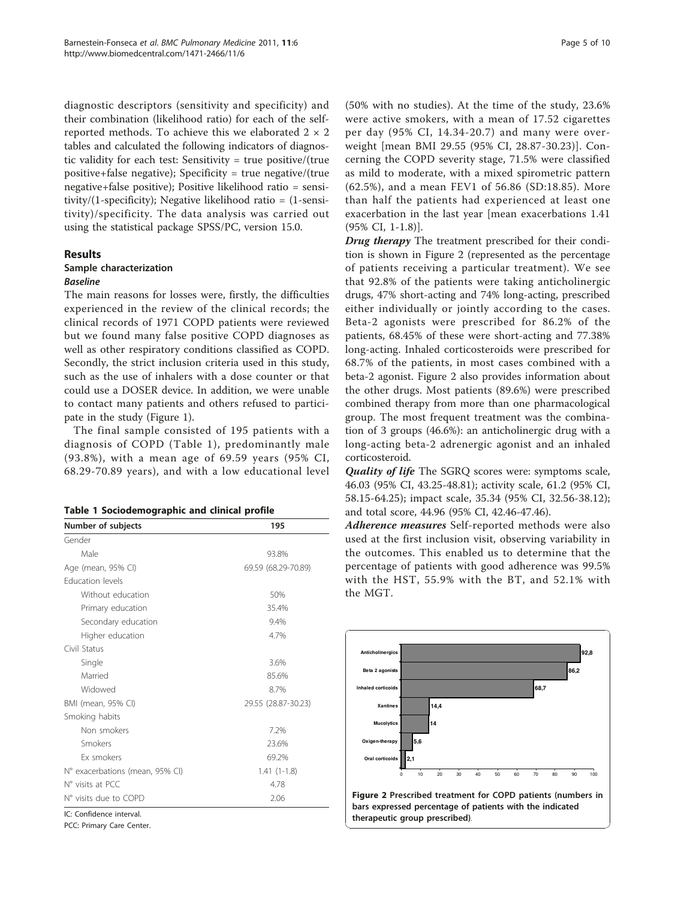diagnostic descriptors (sensitivity and specificity) and their combination (likelihood ratio) for each of the self-reported methods. To achieve this we elaborated 2 × 2 tables and calculated the following indicators of diagnostic validity for each test: Sensitivity = true positive/(true positive+false negative); Specificity = true negative/(true negative+false positive); Positive likelihood ratio = sensitivity/(1-specificity); Negative likelihood ratio = (1-sensitivity)/specificity. The data analysis was carried out using the statistical package SPSS/PC, version 15.0.

## Results

### Sample characterization

#### *Baseline*

The main reasons for losses were, firstly, the difficulties experienced in the review of the clinical records; the clinical records of 1971 COPD patients were reviewed but we found many false positive COPD diagnoses as well as other respiratory conditions classified as COPD. Secondly, the strict inclusion criteria used in this study, such as the use of inhalers with a dose counter or that could use a DOSER device. In addition, we were unable to contact many patients and others refused to participate in the study (Figure 1).

The final sample consisted of 195 patients with a diagnosis of COPD (Table 1), predominantly male (93.8%), with a mean age of 69.59 years (95% CI, 68.29-70.89 years), and with a low educational level (50% with no studies). At the time of the study, 23.6% were active smokers, with a mean of 17.52 cigarettes per day (95% CI, 14.34-20.7) and many were overweight [mean BMI 29.55 (95% CI, 28.87-30.23)]. Concerning the COPD severity stage, 71.5% were classified as mild to moderate, with a mixed spirometric pattern (62.5%), and a mean FEV1 of 56.86 (SD:18.85). More than half the patients had experienced at least one exacerbation in the last year [mean exacerbations 1.41 (95% CI, 1-1.8)].

**Table 1 Sociodemographic and clinical profile**

| Number of subjects | 195 |
|---|---|
| Gender | |
| Male | 93.8% |
| Age (mean, 95% CI) | 69.59 (68.29-70.89) |
| Education levels | |
| Without education | 50% |
| Primary education | 35.4% |
| Secondary education | 9.4% |
| Higher education | 4.7% |
| Civil Status | |
| Single | 3.6% |
| Married | 85.6% |
| Widowed | 8.7% |
| BMI (mean, 95% CI) | 29.55 (28.87-30.23) |
| Smoking habits | |
| Non smokers | 7.2% |
| Smokers | 23.6% |
| Ex smokers | 69.2% |
| N° exacerbations (mean, 95% CI) | 1.41 (1-1.8) |
| N° visits at PCC | 4.78 |
| N° visits due to COPD | 2.06 |

IC: Confidence interval.

PCC: Primary Care Center.

***Drug therapy*** The treatment prescribed for their condition is shown in Figure 2 (represented as the percentage of patients receiving a particular treatment). We see that 92.8% of the patients were taking anticholinergic drugs, 47% short-acting and 74% long-acting, prescribed either individually or jointly according to the cases. Beta-2 agonists were prescribed for 86.2% of the patients, 68.45% of these were short-acting and 77.38% long-acting. Inhaled corticosteroids were prescribed for 68.7% of the patients, in most cases combined with a beta-2 agonist. Figure 2 also provides information about the other drugs. Most patients (89.6%) were prescribed combined therapy from more than one pharmacological group. The most frequent treatment was the combination of 3 groups (46.6%): an anticholinergic drug with a long-acting beta-2 adrenergic agonist and an inhaled corticosteroid.

***Quality of life*** The SGRQ scores were: symptoms scale, 46.03 (95% CI, 43.25-48.81); activity scale, 61.2 (95% CI, 58.15-64.25); impact scale, 35.34 (95% CI, 32.56-38.12); and total score, 44.96 (95% CI, 42.46-47.46).

***Adherence measures*** Self-reported methods were also used at the first inclusion visit, observing variability in the outcomes. This enabled us to determine that the percentage of patients with good adherence was 99.5% with the HST, 55.9% with the BT, and 52.1% with the MGT.

| Therapeutic group | % |
|---|---|
| Anticholinergics | 92,8 |
| Beta 2 agonists | 86,2 |
| Inhaled corticoids | 68,7 |
| Xantines | 14,4 |
| Mucolytics | 14 |
| Oxigen-therapy | 5,6 |
| Oral corticoids | 2,1 |

**Figure 2 Prescribed treatment for COPD patients (numbers in bars expressed percentage of patients with the indicated therapeutic group prescribed)**.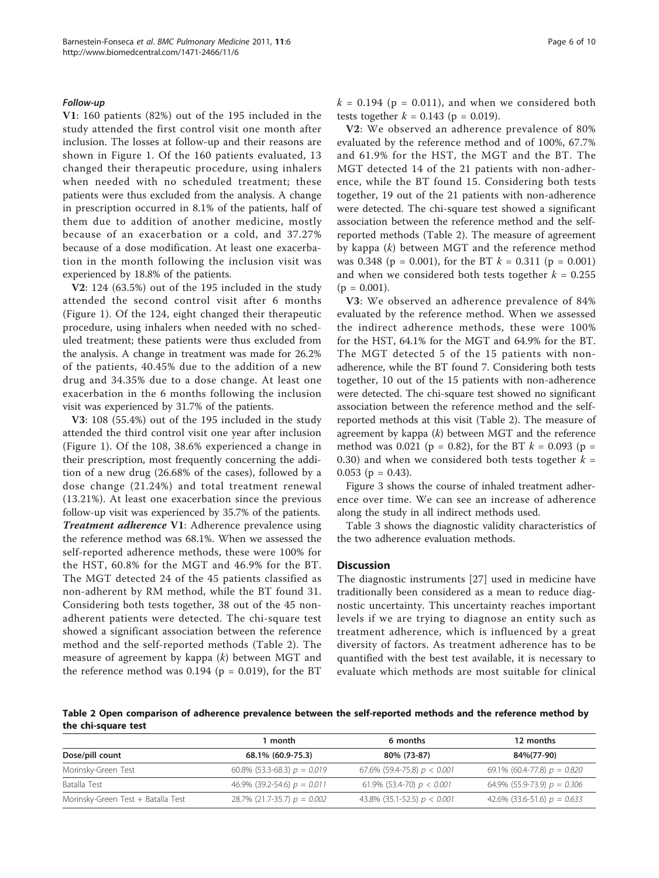#### Follow-up

**V1**: 160 patients (82%) out of the 195 included in the study attended the first control visit one month after inclusion. The losses at follow-up and their reasons are shown in Figure 1. Of the 160 patients evaluated, 13 changed their therapeutic procedure, using inhalers when needed with no scheduled treatment; these patients were thus excluded from the analysis. A change in prescription occurred in 8.1% of the patients, half of them due to addition of another medicine, mostly because of an exacerbation or a cold, and 37.27% because of a dose modification. At least one exacerbation in the month following the inclusion visit was experienced by 18.8% of the patients.

**V2**: 124 (63.5%) out of the 195 included in the study attended the second control visit after 6 months (Figure 1). Of the 124, eight changed their therapeutic procedure, using inhalers when needed with no scheduled treatment; these patients were thus excluded from the analysis. A change in treatment was made for 26.2% of the patients, 40.45% due to the addition of a new drug and 34.35% due to a dose change. At least one exacerbation in the 6 months following the inclusion visit was experienced by 31.7% of the patients.

**V3**: 108 (55.4%) out of the 195 included in the study attended the third control visit one year after inclusion (Figure 1). Of the 108, 38.6% experienced a change in their prescription, most frequently concerning the addition of a new drug (26.68% of the cases), followed by a dose change (21.24%) and total treatment renewal (13.21%). At least one exacerbation since the previous follow-up visit was experienced by 35.7% of the patients.

***Treatment adherence*** **V1**: Adherence prevalence using the reference method was 68.1%. When we assessed the self-reported adherence methods, these were 100% for the HST, 60.8% for the MGT and 46.9% for the BT. The MGT detected 24 of the 45 patients classified as non-adherent by RM method, while the BT found 31. Considering both tests together, 38 out of the 45 non-adherent patients were detected. The chi-square test showed a significant association between the reference method and the self-reported methods (Table 2). The measure of agreement by kappa ($k$) between MGT and the reference method was 0.194 ($p = 0.019$), for the BT $k = 0.194$ ($p = 0.011$), and when we considered both tests together $k = 0.143$ ($p = 0.019$).

**V2**: We observed an adherence prevalence of 80% evaluated by the reference method and of 100%, 67.7% and 61.9% for the HST, the MGT and the BT. The MGT detected 14 of the 21 patients with non-adherence, while the BT found 15. Considering both tests together, 19 out of the 21 patients with non-adherence were detected. The chi-square test showed a significant association between the reference method and the self-reported methods (Table 2). The measure of agreement by kappa ($k$) between MGT and the reference method was 0.348 ($p = 0.001$), for the BT $k = 0.311$ ($p = 0.001$) and when we considered both tests together $k = 0.255$ ($p = 0.001$).

**V3**: We observed an adherence prevalence of 84% evaluated by the reference method. When we assessed the indirect adherence methods, these were 100% for the HST, 64.1% for the MGT and 64.9% for the BT. The MGT detected 5 of the 15 patients with non-adherence, while the BT found 7. Considering both tests together, 10 out of the 15 patients with non-adherence were detected. The chi-square test showed no significant association between the reference method and the self-reported methods at this visit (Table 2). The measure of agreement by kappa ($k$) between MGT and the reference method was 0.021 ($p = 0.82$), for the BT $k = 0.093$ ($p = 0.30$) and when we considered both tests together $k = 0.053$ ($p = 0.43$).

Figure 3 shows the course of inhaled treatment adherence over time. We can see an increase of adherence along the study in all indirect methods used.

Table 3 shows the diagnostic validity characteristics of the two adherence evaluation methods.

## Discussion

The diagnostic instruments [27] used in medicine have traditionally been considered as a mean to reduce diagnostic uncertainty. This uncertainty reaches important levels if we are trying to diagnose an entity such as treatment adherence, which is influenced by a great diversity of factors. As treatment adherence has to be quantified with the best test available, it is necessary to evaluate which methods are most suitable for clinical

**Table 2 Open comparison of adherence prevalence between the self-reported methods and the reference method by the chi-square test**

| | 1 month | 6 months | 12 months |
|---|---|---|---|
| Dose/pill count | 68.1% (60.9-75.3) | 80% (73-87) | 84%(77-90) |
| Morinsky-Green Test | 60.8% (53.3-68.3) $p = 0.019$ | 67.6% (59.4-75.8) $p < 0.001$ | 69.1% (60.4-77.8) $p = 0.820$ |
| Batalla Test | 46.9% (39.2-54.6) $p = 0.011$ | 61.9% (53.4-70) $p < 0.001$ | 64.9% (55.9-73.9) $p = 0.306$ |
| Morinsky-Green Test + Batalla Test | 28.7% (21.7-35.7) $p = 0.002$ | 43.8% (35.1-52.5) $p < 0.001$ | 42.6% (33.6-51.6) $p = 0.633$ |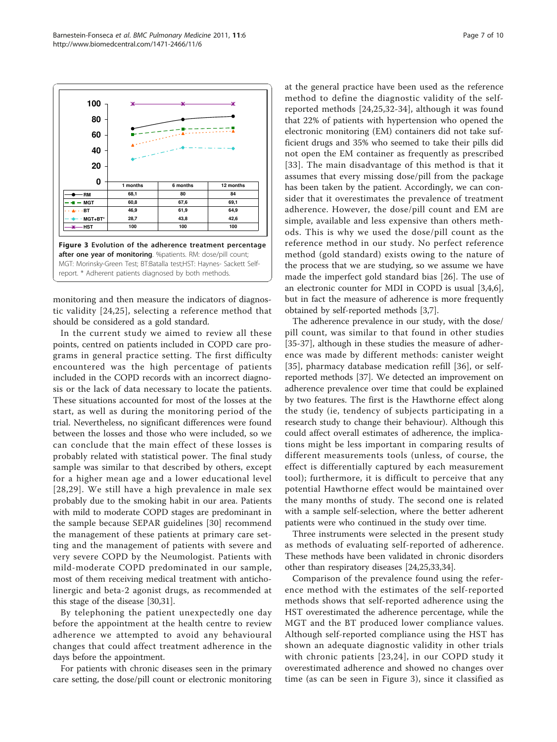| | 1 months | 6 months | 12 months |
|---|---|---|---|
| RM | 68,1 | 80 | 84 |
| MGT | 60,8 | 67,6 | 69,1 |
| BT | 46,9 | 61,9 | 64,9 |
| MGT+BT* | 28,7 | 43,8 | 42,6 |
| HST | 100 | 100 | 100 |

**Figure 3 Evolution of the adherence treatment percentage after one year of monitoring**. %patients. RM: dose/pill count; MGT: Morinsky-Green Test; BT:Batalla test;HST: Haynes- Sackett Self-report. * Adherent patients diagnosed by both methods.

monitoring and then measure the indicators of diagnostic validity [24,25], selecting a reference method that should be considered as a gold standard.

In the current study we aimed to review all these points, centred on patients included in COPD care programs in general practice setting. The first difficulty encountered was the high percentage of patients included in the COPD records with an incorrect diagnosis or the lack of data necessary to locate the patients. These situations accounted for most of the losses at the start, as well as during the monitoring period of the trial. Nevertheless, no significant differences were found between the losses and those who were included, so we can conclude that the main effect of these losses is probably related with statistical power. The final study sample was similar to that described by others, except for a higher mean age and a lower educational level [28,29]. We still have a high prevalence in male sex probably due to the smoking habit in our area. Patients with mild to moderate COPD stages are predominant in the sample because SEPAR guidelines [30] recommend the management of these patients at primary care setting and the management of patients with severe and very severe COPD by the Neumologist. Patients with mild-moderate COPD predominated in our sample, most of them receiving medical treatment with anticholinergic and beta-2 agonist drugs, as recommended at this stage of the disease [30,31].

By telephoning the patient unexpectedly one day before the appointment at the health centre to review adherence we attempted to avoid any behavioural changes that could affect treatment adherence in the days before the appointment.

For patients with chronic diseases seen in the primary care setting, the dose/pill count or electronic monitoring at the general practice have been used as the reference method to define the diagnostic validity of the self-reported methods [24,25,32-34], although it was found that 22% of patients with hypertension who opened the electronic monitoring (EM) containers did not take sufficient drugs and 35% who seemed to take their pills did not open the EM container as frequently as prescribed [33]. The main disadvantage of this method is that it assumes that every missing dose/pill from the package has been taken by the patient. Accordingly, we can consider that it overestimates the prevalence of treatment adherence. However, the dose/pill count and EM are simple, available and less expensive than others methods. This is why we used the dose/pill count as the reference method in our study. No perfect reference method (gold standard) exists owing to the nature of the process that we are studying, so we assume we have made the imperfect gold standard bias [26]. The use of an electronic counter for MDI in COPD is usual [3,4,6], but in fact the measure of adherence is more frequently obtained by self-reported methods [3,7].

The adherence prevalence in our study, with the dose/pill count, was similar to that found in other studies [35-37], although in these studies the measure of adherence was made by different methods: canister weight [35], pharmacy database medication refill [36], or self-reported methods [37]. We detected an improvement on adherence prevalence over time that could be explained by two features. The first is the Hawthorne effect along the study (ie, tendency of subjects participating in a research study to change their behaviour). Although this could affect overall estimates of adherence, the implications might be less important in comparing results of different measurements tools (unless, of course, the effect is differentially captured by each measurement tool); furthermore, it is difficult to perceive that any potential Hawthorne effect would be maintained over the many months of study. The second one is related with a sample self-selection, where the better adherent patients were who continued in the study over time.

Three instruments were selected in the present study as methods of evaluating self-reported of adherence. These methods have been validated in chronic disorders other than respiratory diseases [24,25,33,34].

Comparison of the prevalence found using the reference method with the estimates of the self-reported methods shows that self-reported adherence using the HST overestimated the adherence percentage, while the MGT and the BT produced lower compliance values. Although self-reported compliance using the HST has shown an adequate diagnostic validity in other trials with chronic patients [23,24], in our COPD study it overestimated adherence and showed no changes over time (as can be seen in Figure 3), since it classified as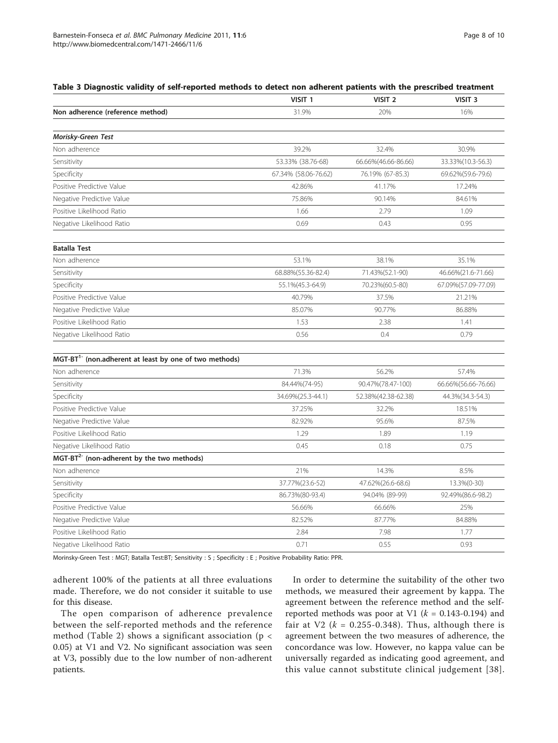**Table 3 Diagnostic validity of self-reported methods to detect non adherent patients with the prescribed treatment**

| | VISIT 1 | VISIT 2 | VISIT 3 |
|---|---|---|---|
| **Non adherence (reference method)** | 31.9% | 20% | 16% |
| ***Morisky-Green Test*** | | | |
| Non adherence | 39.2% | 32.4% | 30.9% |
| Sensitivity | 53.33% (38.76-68) | 66.66%(46.66-86.66) | 33.33%(10.3-56.3) |
| Specificity | 67.34% (58.06-76.62) | 76.19% (67-85.3) | 69.62%(59.6-79.6) |
| Positive Predictive Value | 42.86% | 41.17% | 17.24% |
| Negative Predictive Value | 75.86% | 90.14% | 84.61% |
| Positive Likelihood Ratio | 1.66 | 2.79 | 1.09 |
| Negative Likelihood Ratio | 0.69 | 0.43 | 0.95 |
| **Batalla Test** | | | |
| Non adherence | 53.1% | 38.1% | 35.1% |
| Sensitivity | 68.88%(55.36-82.4) | 71.43%(52.1-90) | 46.66%(21.6-71.66) |
| Specificity | 55.1%(45.3-64.9) | 70.23%(60.5-80) | 67.09%(57.09-77.09) |
| Positive Predictive Value | 40.79% | 37.5% | 21.21% |
| Negative Predictive Value | 85.07% | 90.77% | 86.88% |
| Positive Likelihood Ratio | 1.53 | 2.38 | 1.41 |
| Negative Likelihood Ratio | 0.56 | 0.4 | 0.79 |
| **MGT-BT[1-] (non.adherent at least by one of two methods)** | | | |
| Non adherence | 71.3% | 56.2% | 57.4% |
| Sensitivity | 84.44%(74-95) | 90.47%(78.47-100) | 66.66%(56.66-76.66) |
| Specificity | 34.69%(25.3-44.1) | 52.38%(42.38-62.38) | 44.3%(34.3-54.3) |
| Positive Predictive Value | 37.25% | 32.2% | 18.51% |
| Negative Predictive Value | 82.92% | 95.6% | 87.5% |
| Positive Likelihood Ratio | 1.29 | 1.89 | 1.19 |
| Negative Likelihood Ratio | 0.45 | 0.18 | 0.75 |
| **MGT-BT[2-] (non-adherent by the two methods)** | | | |
| Non adherence | 21% | 14.3% | 8.5% |
| Sensitivity | 37.77%(23.6-52) | 47.62%(26.6-68.6) | 13.3%(0-30) |
| Specificity | 86.73%(80-93.4) | 94.04% (89-99) | 92.49%(86.6-98.2) |
| Positive Predictive Value | 56.66% | 66.66% | 25% |
| Negative Predictive Value | 82.52% | 87.77% | 84.88% |
| Positive Likelihood Ratio | 2.84 | 7.98 | 1.77 |
| Negative Likelihood Ratio | 0.71 | 0.55 | 0.93 |

Morinsky-Green Test : MGT; Batalla Test:BT; Sensitivity : S ; Specificity : E ; Positive Probability Ratio: PPR.

adherent 100% of the patients at all three evaluations made. Therefore, we do not consider it suitable to use for this disease.

The open comparison of adherence prevalence between the self-reported methods and the reference method (Table 2) shows a significant association ($p < 0.05$) at V1 and V2. No significant association was seen at V3, possibly due to the low number of non-adherent patients.

In order to determine the suitability of the other two methods, we measured their agreement by kappa. The agreement between the reference method and the self-reported methods was poor at V1 ($k = 0.143$-$0.194$) and fair at V2 ($k = 0.255$-$0.348$). Thus, although there is agreement between the two measures of adherence, the concordance was low. However, no kappa value can be universally regarded as indicating good agreement, and this value cannot substitute clinical judgement [38].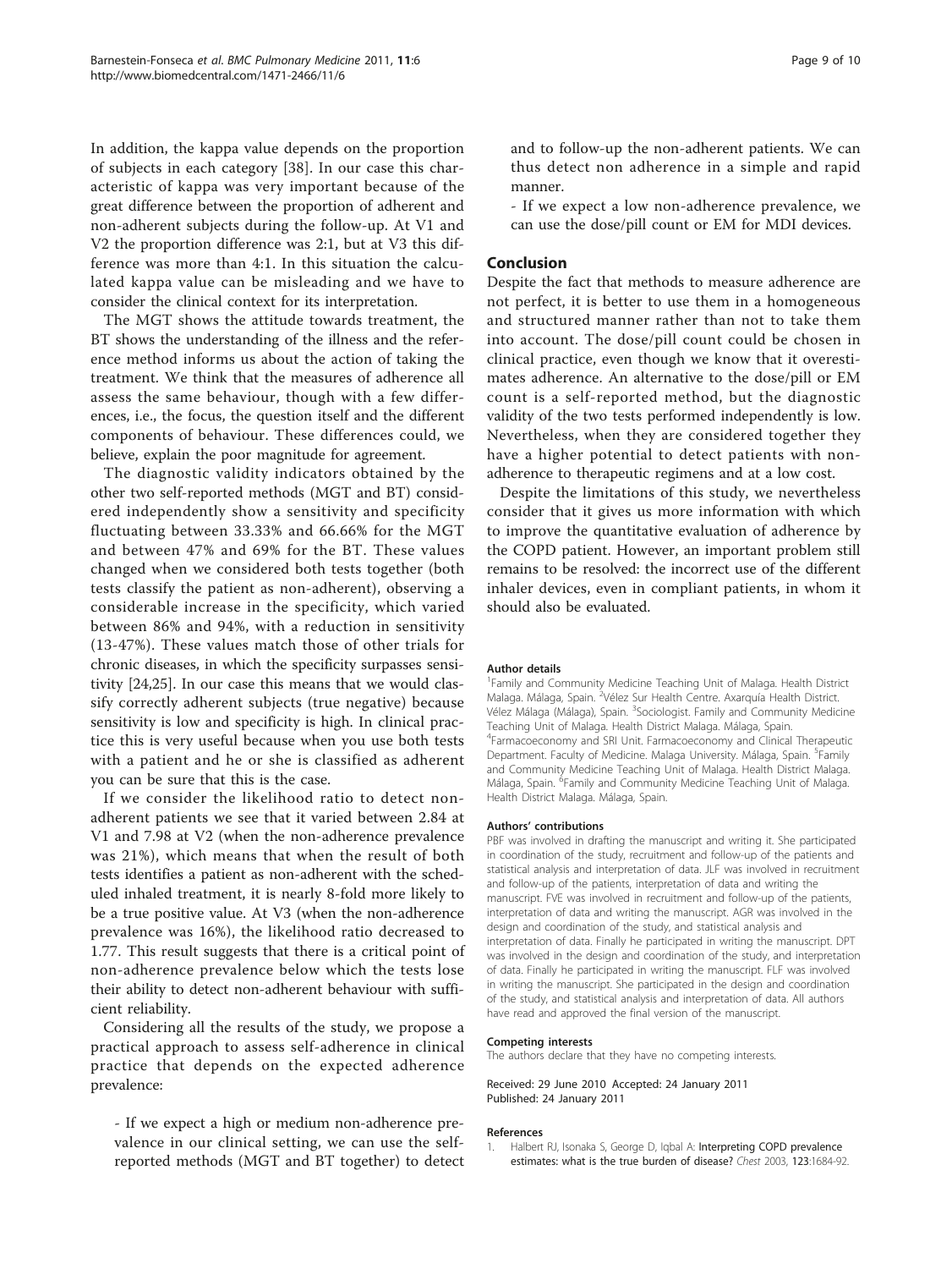In addition, the kappa value depends on the proportion of subjects in each category [38]. In our case this characteristic of kappa was very important because of the great difference between the proportion of adherent and non-adherent subjects during the follow-up. At V1 and V2 the proportion difference was 2:1, but at V3 this difference was more than 4:1. In this situation the calculated kappa value can be misleading and we have to consider the clinical context for its interpretation.

The MGT shows the attitude towards treatment, the BT shows the understanding of the illness and the reference method informs us about the action of taking the treatment. We think that the measures of adherence all assess the same behaviour, though with a few differences, i.e., the focus, the question itself and the different components of behaviour. These differences could, we believe, explain the poor magnitude for agreement.

The diagnostic validity indicators obtained by the other two self-reported methods (MGT and BT) considered independently show a sensitivity and specificity fluctuating between 33.33% and 66.66% for the MGT and between 47% and 69% for the BT. These values changed when we considered both tests together (both tests classify the patient as non-adherent), observing a considerable increase in the specificity, which varied between 86% and 94%, with a reduction in sensitivity (13-47%). These values match those of other trials for chronic diseases, in which the specificity surpasses sensitivity [24,25]. In our case this means that we would classify correctly adherent subjects (true negative) because sensitivity is low and specificity is high. In clinical practice this is very useful because when you use both tests with a patient and he or she is classified as adherent you can be sure that this is the case.

If we consider the likelihood ratio to detect non-adherent patients we see that it varied between 2.84 at V1 and 7.98 at V2 (when the non-adherence prevalence was 21%), which means that when the result of both tests identifies a patient as non-adherent with the scheduled inhaled treatment, it is nearly 8-fold more likely to be a true positive value. At V3 (when the non-adherence prevalence was 16%), the likelihood ratio decreased to 1.77. This result suggests that there is a critical point of non-adherence prevalence below which the tests lose their ability to detect non-adherent behaviour with sufficient reliability.

Considering all the results of the study, we propose a practical approach to assess self-adherence in clinical practice that depends on the expected adherence prevalence:

- If we expect a high or medium non-adherence prevalence in our clinical setting, we can use the self-reported methods (MGT and BT together) to detect and to follow-up the non-adherent patients. We can thus detect non adherence in a simple and rapid manner.

- If we expect a low non-adherence prevalence, we can use the dose/pill count or EM for MDI devices.

## Conclusion

Despite the fact that methods to measure adherence are not perfect, it is better to use them in a homogeneous and structured manner rather than not to take them into account. The dose/pill count could be chosen in clinical practice, even though we know that it overestimates adherence. An alternative to the dose/pill or EM count is a self-reported method, but the diagnostic validity of the two tests performed independently is low. Nevertheless, when they are considered together they have a higher potential to detect patients with non-adherence to therapeutic regimens and at a low cost.

Despite the limitations of this study, we nevertheless consider that it gives us more information with which to improve the quantitative evaluation of adherence by the COPD patient. However, an important problem still remains to be resolved: the incorrect use of the different inhaler devices, even in compliant patients, in whom it should also be evaluated.

#### Author details

[1]Family and Community Medicine Teaching Unit of Malaga. Health District Malaga. Málaga, Spain. [2]Vélez Sur Health Centre. Axarquía Health District. Vélez Málaga (Málaga), Spain. [3]Sociologist. Family and Community Medicine Teaching Unit of Malaga. Health District Malaga. Málaga, Spain. [4]Farmacoeconomy and SRI Unit. Farmacoeconomy and Clinical Therapeutic Department. Faculty of Medicine. Malaga University. Málaga, Spain. [5]Family and Community Medicine Teaching Unit of Malaga. Health District Malaga. Málaga, Spain. [6]Family and Community Medicine Teaching Unit of Malaga. Health District Malaga. Málaga, Spain.

#### Authors' contributions

PBF was involved in drafting the manuscript and writing it. She participated in coordination of the study, recruitment and follow-up of the patients and statistical analysis and interpretation of data. JLF was involved in recruitment and follow-up of the patients, interpretation of data and writing the manuscript. FVE was involved in recruitment and follow-up of the patients, interpretation of data and writing the manuscript. AGR was involved in the design and coordination of the study, and statistical analysis and interpretation of data. Finally he participated in writing the manuscript. DPT was involved in the design and coordination of the study, and interpretation of data. Finally he participated in writing the manuscript. FLF was involved in writing the manuscript. She participated in the design and coordination of the study, and statistical analysis and interpretation of data. All authors have read and approved the final version of the manuscript.

#### Competing interests

The authors declare that they have no competing interests.

Received: 29 June 2010 Accepted: 24 January 2011
Published: 24 January 2011

#### References

1. Halbert RJ, Isonaka S, George D, Iqbal A: Interpreting COPD prevalence estimates: what is the true burden of disease? *Chest* 2003, 123:1684-92.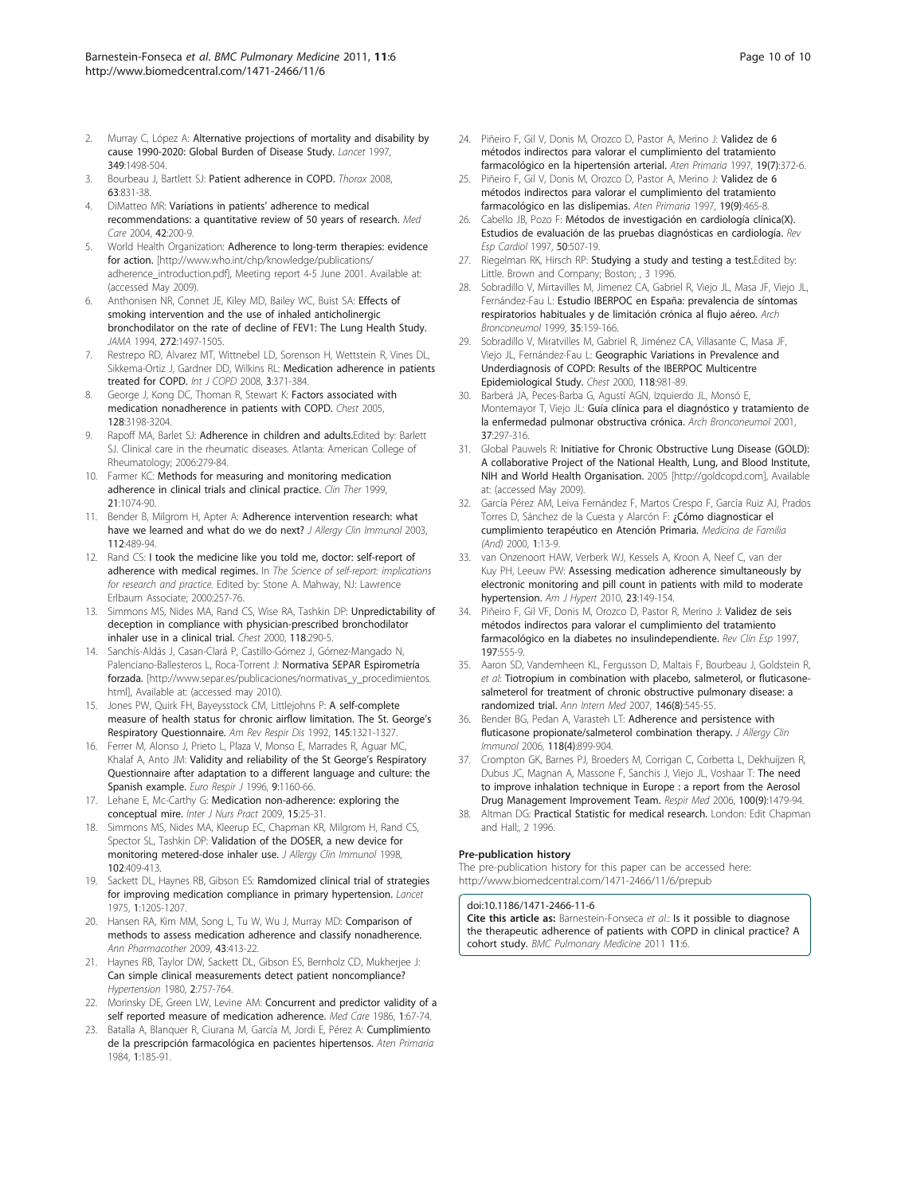2. Murray C, López A: Alternative projections of mortality and disability by cause 1990-2020: Global Burden of Disease Study. *Lancet* 1997, **349**:1498-504.
3. Bourbeau J, Bartlett SJ: Patient adherence in COPD. *Thorax* 2008, **63**:831-38.
4. DiMatteo MR: Variations in patients' adherence to medical recommendations: a quantitative review of 50 years of research. *Med Care* 2004, **42**:200-9.
5. World Health Organization: Adherence to long-term therapies: evidence for action. [http://www.who.int/chp/knowledge/publications/adherence_introduction.pdf], Meeting report 4-5 June 2001. Available at: (accessed May 2009).
6. Anthonisen NR, Connet JE, Kiley MD, Bailey WC, Buist SA: Effects of smoking intervention and the use of inhaled anticholinergic bronchodilator on the rate of decline of FEV1: The Lung Health Study. *JAMA* 1994, **272**:1497-1505.
7. Restrepo RD, Alvarez MT, Wittnebel LD, Sorenson H, Wettstein R, Vines DL, Sikkema-Ortiz J, Gardner DD, Wilkins RL: Medication adherence in patients treated for COPD. *Int J COPD* 2008, **3**:371-384.
8. George J, Kong DC, Thoman R, Stewart K: Factors associated with medication nonadherence in patients with COPD. *Chest* 2005, **128**:3198-3204.
9. Rapoff MA, Barlet SJ: Adherence in children and adults.Edited by: Barlett SJ. Clinical care in the rheumatic diseases. Atlanta: American College of Rheumatology; 2006:279-84.
10. Farmer KC: Methods for measuring and monitoring medication adherence in clinical trials and clinical practice. *Clin Ther* 1999, **21**:1074-90.
11. Bender B, Milgrom H, Apter A: Adherence intervention research: what have we learned and what do we do next? *J Allergy Clin Immunol* 2003, **112**:489-94.
12. Rand CS: I took the medicine like you told me, doctor: self-report of adherence with medical regimes. In *The Science of self-report: implications for research and practice.* Edited by: Stone A. Mahway, NJ: Lawrence Erlbaum Associate; 2000:257-76.
13. Simmons MS, Nides MA, Rand CS, Wise RA, Tashkin DP: Unpredictability of deception in compliance with physician-prescribed bronchodilator inhaler use in a clinical trial. *Chest* 2000, **118**:290-5.
14. Sanchís-Aldás J, Casan-Clará P, Castillo-Gómez J, Gómez-Mangado N, Palenciano-Ballesteros L, Roca-Torrent J: Normativa SEPAR Espirometría forzada. [http://www.separ.es/publicaciones/normativas_y_procedimientos.html], Available at: (accessed may 2010).
15. Jones PW, Quirk FH, Bayeysstock CM, Littlejohns P: A self-complete measure of health status for chronic airflow limitation. The St. George's Respiratory Questionnaire. *Am Rev Respir Dis* 1992, **145**:1321-1327.
16. Ferrer M, Alonso J, Prieto L, Plaza V, Monso E, Marrades R, Aguar MC, Khalaf A, Anto JM: Validity and reliability of the St George's Respiratory Questionnaire after adaptation to a different language and culture: the Spanish example. *Euro Respir J* 1996, **9**:1160-66.
17. Lehane E, Mc-Carthy G: Medication non-adherence: exploring the conceptual mire. *Inter J Nurs Pract* 2009, **15**:25-31.
18. Simmons MS, Nides MA, Kleerup EC, Chapman KR, Milgrom H, Rand CS, Spector SL, Tashkin DP: Validation of the DOSER, a new device for monitoring metered-dose inhaler use. *J Allergy Clin Immunol* 1998, **102**:409-413.
19. Sackett DL, Haynes RB, Gibson ES: Ramdomized clinical trial of strategies for improving medication compliance in primary hypertension. *Lancet* 1975, **1**:1205-1207.
20. Hansen RA, Kim MM, Song L, Tu W, Wu J, Murray MD: Comparison of methods to assess medication adherence and classify nonadherence. *Ann Pharmacother* 2009, **43**:413-22.
21. Haynes RB, Taylor DW, Sackett DL, Gibson ES, Bernholz CD, Mukherjee J: Can simple clinical measurements detect patient noncompliance? *Hypertension* 1980, **2**:757-764.
22. Morinsky DE, Green LW, Levine AM: Concurrent and predictor validity of a self reported measure of medication adherence. *Med Care* 1986, **1**:67-74.
23. Batalla A, Blanquer R, Ciurana M, García M, Jordi E, Pérez A: Cumplimiento de la prescripción farmacológica en pacientes hipertensos. *Aten Primaria* 1984, **1**:185-91.
24. Piñeiro F, Gil V, Donis M, Orozco D, Pastor A, Merino J: Validez de 6 métodos indirectos para valorar el cumplimiento del tratamiento farmacológico en la hipertensión arterial. *Aten Primaria* 1997, **19(7)**:372-6.
25. Piñeiro F, Gil V, Donis M, Orozco D, Pastor A, Merino J: Validez de 6 métodos indirectos para valorar el cumplimiento del tratamiento farmacológico en las dislipemias. *Aten Primaria* 1997, **19(9)**:465-8.
26. Cabello JB, Pozo F: Métodos de investigación en cardiología clínica(X). Estudios de evaluación de las pruebas diagnósticas en cardiología. *Rev Esp Cardiol* 1997, **50**:507-19.
27. Riegelman RK, Hirsch RP: Studying a study and testing a test.Edited by: Little. Brown and Company; Boston; , 3 1996.
28. Sobradillo V, Mirtavilles M, Jimenez CA, Gabriel R, Viejo JL, Masa JF, Viejo JL, Fernández-Fau L: Estudio IBERPOC en España: prevalencia de síntomas respiratorios habituales y de limitación crónica al flujo aéreo. *Arch Bronconeumol* 1999, **35**:159-166.
29. Sobradillo V, Miratvilles M, Gabriel R, Jiménez CA, Villasante C, Masa JF, Viejo JL, Fernández-Fau L: Geographic Variations in Prevalence and Underdiagnosis of COPD: Results of the IBERPOC Multicentre Epidemiological Study. *Chest* 2000, **118**:981-89.
30. Barberá JA, Peces-Barba G, Agustí AGN, Izquierdo JL, Monsó E, Montemayor T, Viejo JL: Guía clínica para el diagnóstico y tratamiento de la enfermedad pulmonar obstructiva crónica. *Arch Bronconeumol* 2001, **37**:297-316.
31. Global Pauwels R: Initiative for Chronic Obstructive Lung Disease (GOLD): A collaborative Project of the National Health, Lung, and Blood Institute, NIH and World Health Organisation. 2005 [http://goldcopd.com], Available at: (accessed May 2009).
32. García Pérez AM, Leiva Fernández F, Martos Crespo F, García Ruiz AJ, Prados Torres D, Sánchez de la Cuesta y Alarcón F: ¿Cómo diagnosticar el cumplimiento terapéutico en Atención Primaria. *Medicina de Família (And)* 2000, **1**:13-9.
33. van Onzenoort HAW, Verberk WJ, Kessels A, Kroon A, Neef C, van der Kuy PH, Leeuw PW: Assessing medication adherence simultaneously by electronic monitoring and pill count in patients with mild to moderate hypertension. *Am J Hypert* 2010, **23**:149-154.
34. Piñeiro F, Gil VF, Donis M, Orozco D, Pastor R, Merino J: Validez de seis métodos indirectos para valorar el cumplimiento del tratamiento farmacológico en la diabetes no insulindependiente. *Rev Clin Esp* 1997, **197**:555-9.
35. Aaron SD, Vandemheen KL, Fergusson D, Maltais F, Bourbeau J, Goldstein R, *et al*: Tiotropium in combination with placebo, salmeterol, or fluticasone-salmeterol for treatment of chronic obstructive pulmonary disease: a randomized trial. *Ann Intern Med* 2007, **146(8)**:545-55.
36. Bender BG, Pedan A, Varasteh LT: Adherence and persistence with fluticasone propionate/salmeterol combination therapy. *J Allergy Clin Immunol* 2006, **118(4)**:899-904.
37. Crompton GK, Barnes PJ, Broeders M, Corrigan C, Corbetta L, Dekhuijzen R, Dubus JC, Magnan A, Massone F, Sanchis J, Viejo JL, Voshaar T: The need to improve inhalation technique in Europe : a report from the Aerosol Drug Management Improvement Team. *Respir Med* 2006, **100(9)**:1479-94.
38. Altman DG: Practical Statistic for medical research. London: Edit Chapman and Hall;, 2 1996.

## Pre-publication history

The pre-publication history for this paper can be accessed here:
http://www.biomedcentral.com/1471-2466/11/6/prepub

doi:10.1186/1471-2466-11-6

**Cite this article as:** Barnestein-Fonseca *et al.*: Is it possible to diagnose the therapeutic adherence of patients with COPD in clinical practice? A cohort study. *BMC Pulmonary Medicine* 2011 **11**:6.